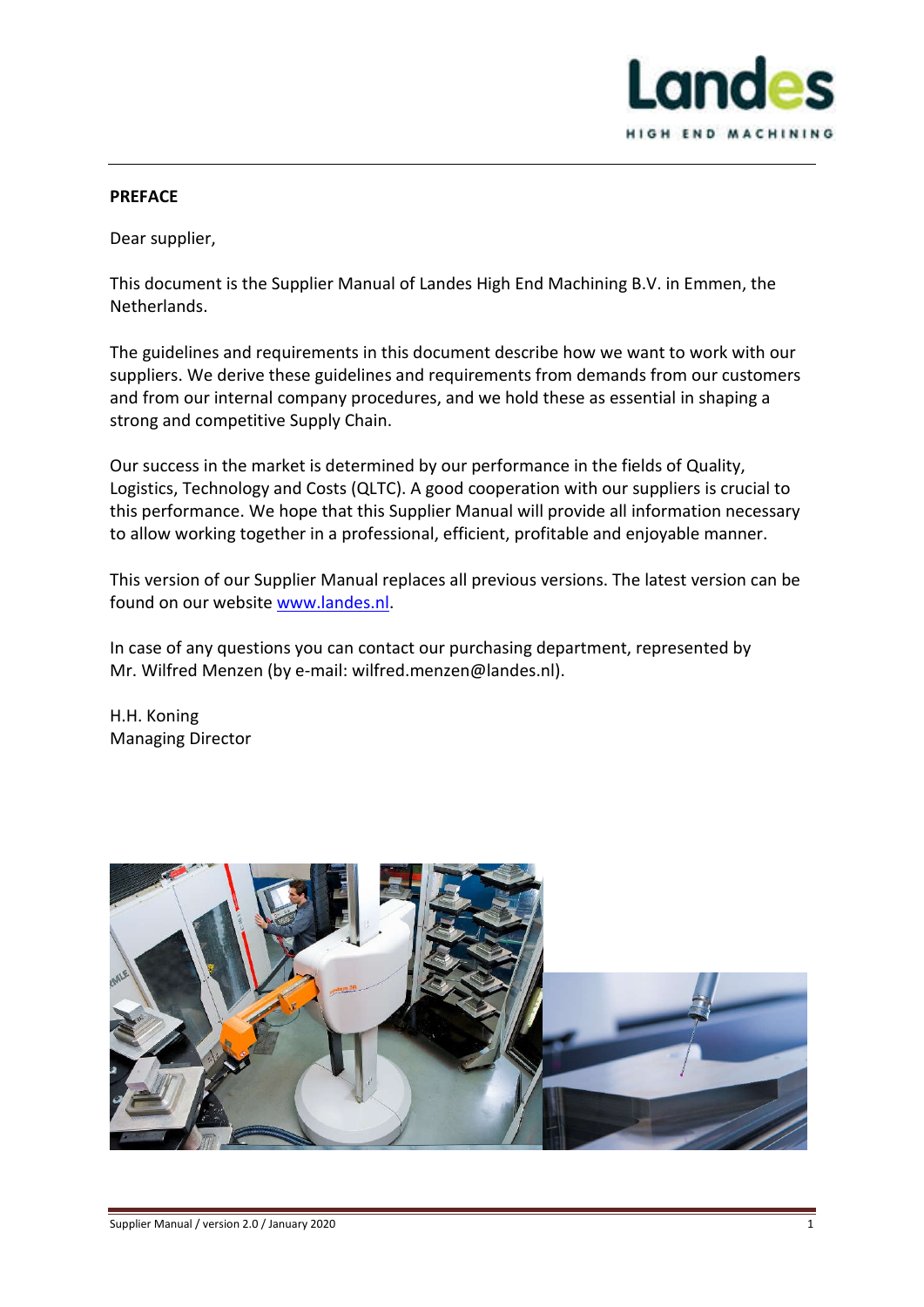# PREFACE

Dear supplier,

This document is the Supplier Manual of Landes High End Machining B.V. in Emmen, the Netherlands.

The guidelines and requirements in this document describe how we want to work with our suppliers. We derive these guidelines and requirements from demands from our customers and from our internal company procedures, and we hold these as essential in shaping a strong and competitive Supply Chain.

Our success in the market is determined by our performance in the fields of Quality, Logistics, Technology and Costs (QLTC). A good cooperation with our suppliers is crucial to this performance. We hope that this Supplier Manual will provide all information necessary to allow working together in a professional, efficient, profitable and enjoyable manner.

This version of our Supplier Manual replaces all previous versions. The latest version can be found on our website [www.landes.nl](http://www.landes.nl).

In case of any questions you can contact our purchasing department, represented by Mr. Wilfred Menzen (by e-mail: wilfred.menzen@landes.nl).

H.H. Koning
Managing Director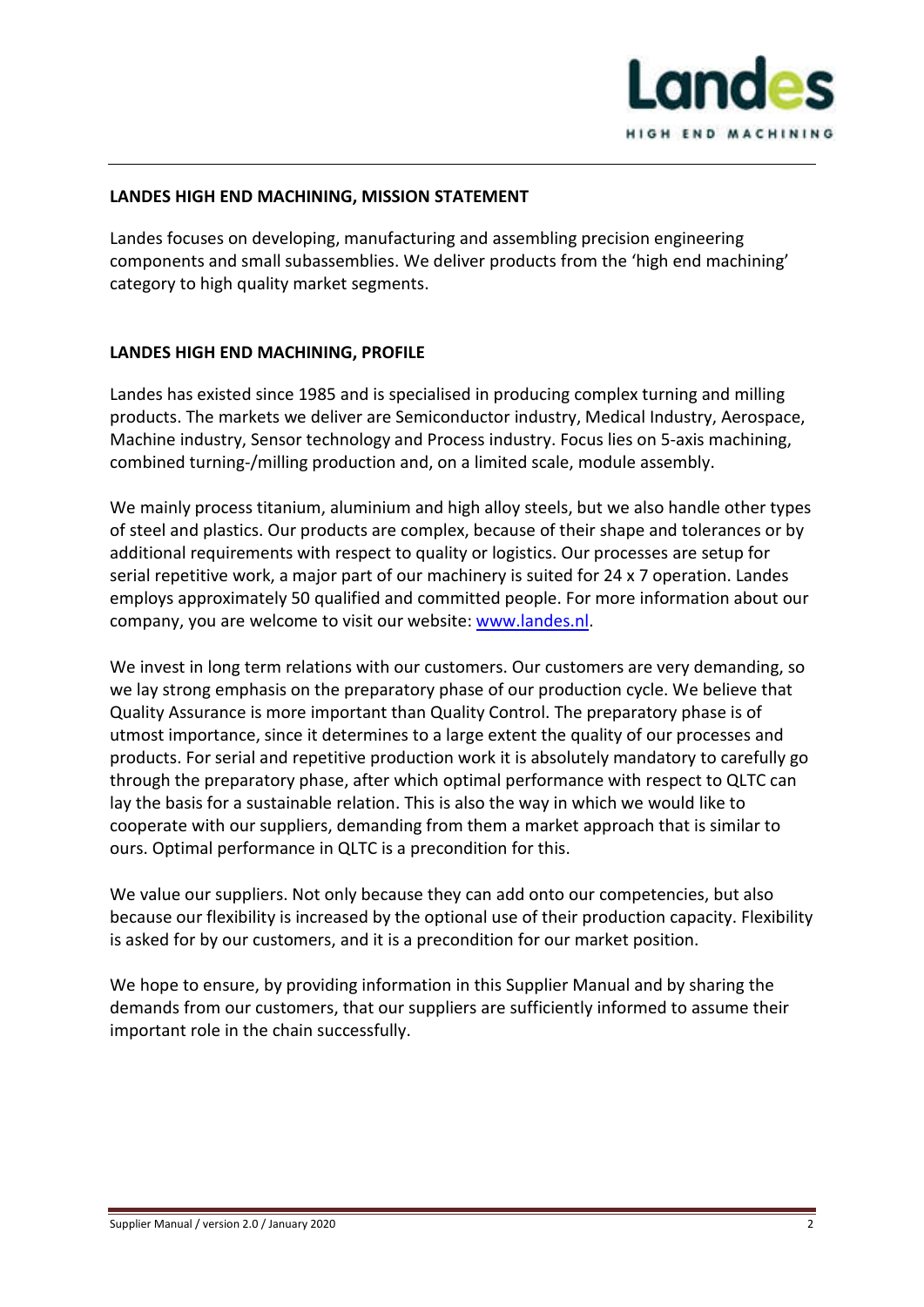## LANDES HIGH END MACHINING, MISSION STATEMENT

Landes focuses on developing, manufacturing and assembling precision engineering components and small subassemblies. We deliver products from the 'high end machining' category to high quality market segments.

## LANDES HIGH END MACHINING, PROFILE

Landes has existed since 1985 and is specialised in producing complex turning and milling products. The markets we deliver are Semiconductor industry, Medical Industry, Aerospace, Machine industry, Sensor technology and Process industry. Focus lies on 5-axis machining, combined turning-/milling production and, on a limited scale, module assembly.

We mainly process titanium, aluminium and high alloy steels, but we also handle other types of steel and plastics. Our products are complex, because of their shape and tolerances or by additional requirements with respect to quality or logistics. Our processes are setup for serial repetitive work, a major part of our machinery is suited for 24 x 7 operation. Landes employs approximately 50 qualified and committed people. For more information about our company, you are welcome to visit our website: [www.landes.nl](http://www.landes.nl).

We invest in long term relations with our customers. Our customers are very demanding, so we lay strong emphasis on the preparatory phase of our production cycle. We believe that Quality Assurance is more important than Quality Control. The preparatory phase is of utmost importance, since it determines to a large extent the quality of our processes and products. For serial and repetitive production work it is absolutely mandatory to carefully go through the preparatory phase, after which optimal performance with respect to QLTC can lay the basis for a sustainable relation. This is also the way in which we would like to cooperate with our suppliers, demanding from them a market approach that is similar to ours. Optimal performance in QLTC is a precondition for this.

We value our suppliers. Not only because they can add onto our competencies, but also because our flexibility is increased by the optional use of their production capacity. Flexibility is asked for by our customers, and it is a precondition for our market position.

We hope to ensure, by providing information in this Supplier Manual and by sharing the demands from our customers, that our suppliers are sufficiently informed to assume their important role in the chain successfully.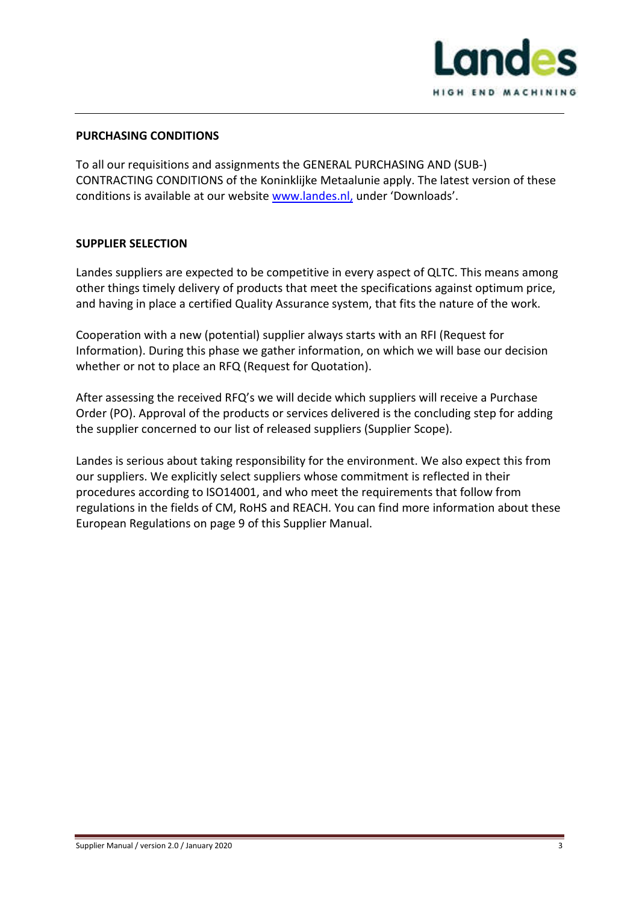## PURCHASING CONDITIONS

To all our requisitions and assignments the GENERAL PURCHASING AND (SUB-) CONTRACTING CONDITIONS of the Koninklijke Metaalunie apply. The latest version of these conditions is available at our website www.landes.nl, under 'Downloads'.

## SUPPLIER SELECTION

Landes suppliers are expected to be competitive in every aspect of QLTC. This means among other things timely delivery of products that meet the specifications against optimum price, and having in place a certified Quality Assurance system, that fits the nature of the work.

Cooperation with a new (potential) supplier always starts with an RFI (Request for Information). During this phase we gather information, on which we will base our decision whether or not to place an RFQ (Request for Quotation).

After assessing the received RFQ's we will decide which suppliers will receive a Purchase Order (PO). Approval of the products or services delivered is the concluding step for adding the supplier concerned to our list of released suppliers (Supplier Scope).

Landes is serious about taking responsibility for the environment. We also expect this from our suppliers. We explicitly select suppliers whose commitment is reflected in their procedures according to ISO14001, and who meet the requirements that follow from regulations in the fields of CM, RoHS and REACH. You can find more information about these European Regulations on page 9 of this Supplier Manual.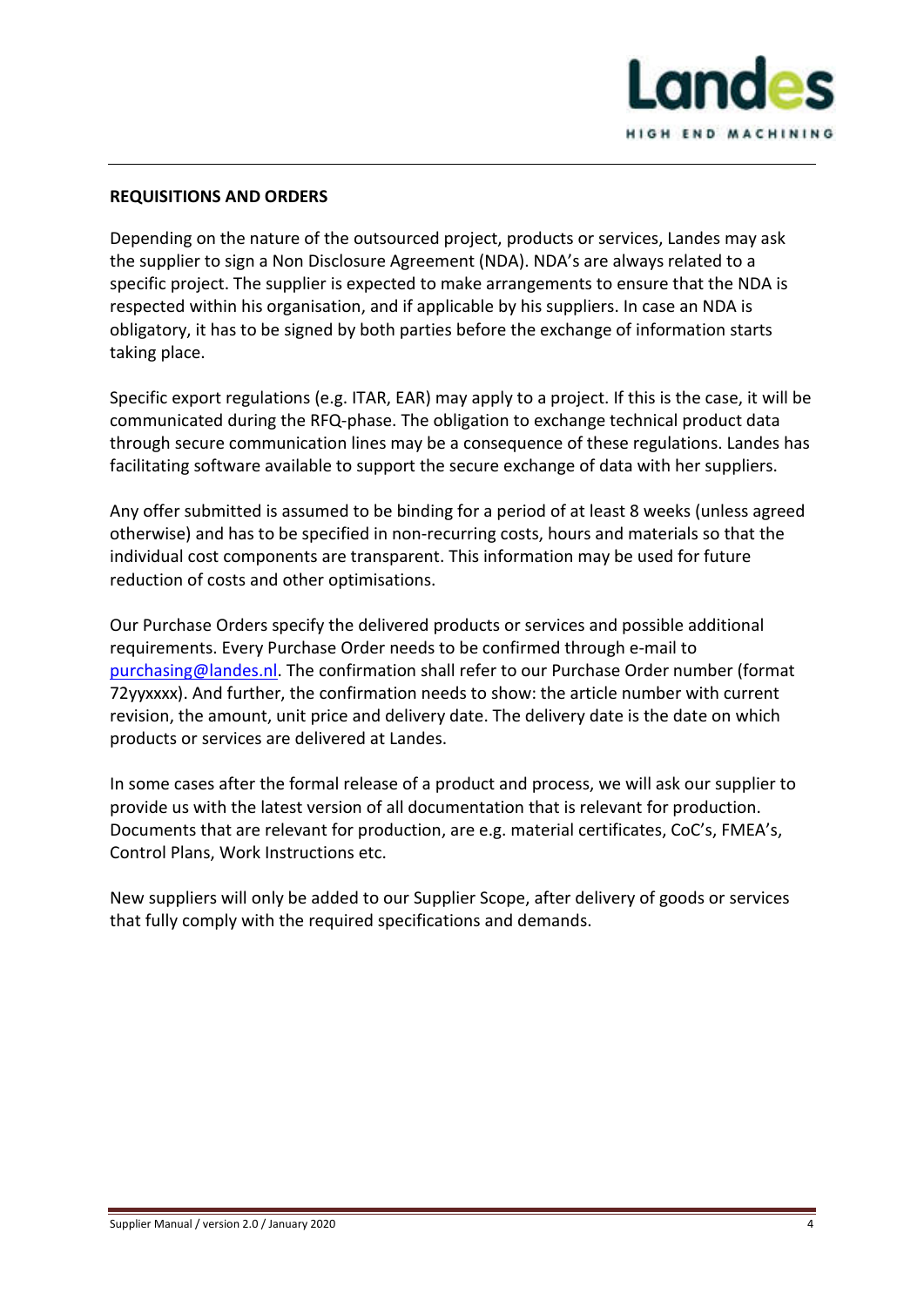## REQUISITIONS AND ORDERS

Depending on the nature of the outsourced project, products or services, Landes may ask the supplier to sign a Non Disclosure Agreement (NDA). NDA's are always related to a specific project. The supplier is expected to make arrangements to ensure that the NDA is respected within his organisation, and if applicable by his suppliers. In case an NDA is obligatory, it has to be signed by both parties before the exchange of information starts taking place.

Specific export regulations (e.g. ITAR, EAR) may apply to a project. If this is the case, it will be communicated during the RFQ-phase. The obligation to exchange technical product data through secure communication lines may be a consequence of these regulations. Landes has facilitating software available to support the secure exchange of data with her suppliers.

Any offer submitted is assumed to be binding for a period of at least 8 weeks (unless agreed otherwise) and has to be specified in non-recurring costs, hours and materials so that the individual cost components are transparent. This information may be used for future reduction of costs and other optimisations.

Our Purchase Orders specify the delivered products or services and possible additional requirements. Every Purchase Order needs to be confirmed through e-mail to purchasing@landes.nl. The confirmation shall refer to our Purchase Order number (format 72yyxxxx). And further, the confirmation needs to show: the article number with current revision, the amount, unit price and delivery date. The delivery date is the date on which products or services are delivered at Landes.

In some cases after the formal release of a product and process, we will ask our supplier to provide us with the latest version of all documentation that is relevant for production. Documents that are relevant for production, are e.g. material certificates, CoC's, FMEA's, Control Plans, Work Instructions etc.

New suppliers will only be added to our Supplier Scope, after delivery of goods or services that fully comply with the required specifications and demands.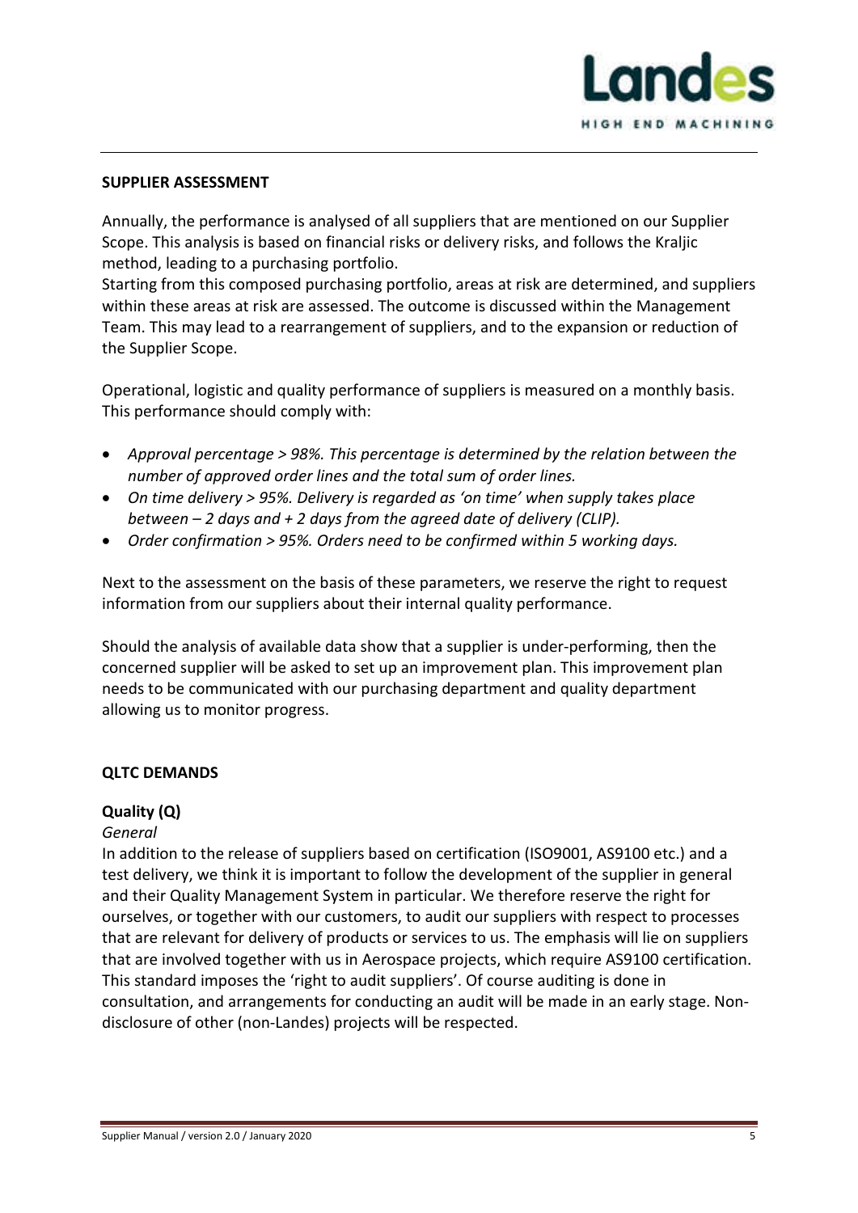## SUPPLIER ASSESSMENT

Annually, the performance is analysed of all suppliers that are mentioned on our Supplier Scope. This analysis is based on financial risks or delivery risks, and follows the Kraljic method, leading to a purchasing portfolio.
Starting from this composed purchasing portfolio, areas at risk are determined, and suppliers within these areas at risk are assessed. The outcome is discussed within the Management Team. This may lead to a rearrangement of suppliers, and to the expansion or reduction of the Supplier Scope.

Operational, logistic and quality performance of suppliers is measured on a monthly basis. This performance should comply with:

- *Approval percentage > 98%. This percentage is determined by the relation between the number of approved order lines and the total sum of order lines.*
- *On time delivery > 95%. Delivery is regarded as 'on time' when supply takes place between – 2 days and + 2 days from the agreed date of delivery (CLIP).*
- *Order confirmation > 95%. Orders need to be confirmed within 5 working days.*

Next to the assessment on the basis of these parameters, we reserve the right to request information from our suppliers about their internal quality performance.

Should the analysis of available data show that a supplier is under-performing, then the concerned supplier will be asked to set up an improvement plan. This improvement plan needs to be communicated with our purchasing department and quality department allowing us to monitor progress.

## QLTC DEMANDS

### Quality (Q)

*General*

In addition to the release of suppliers based on certification (ISO9001, AS9100 etc.) and a test delivery, we think it is important to follow the development of the supplier in general and their Quality Management System in particular. We therefore reserve the right for ourselves, or together with our customers, to audit our suppliers with respect to processes that are relevant for delivery of products or services to us. The emphasis will lie on suppliers that are involved together with us in Aerospace projects, which require AS9100 certification. This standard imposes the 'right to audit suppliers'. Of course auditing is done in consultation, and arrangements for conducting an audit will be made in an early stage. Non-disclosure of other (non-Landes) projects will be respected.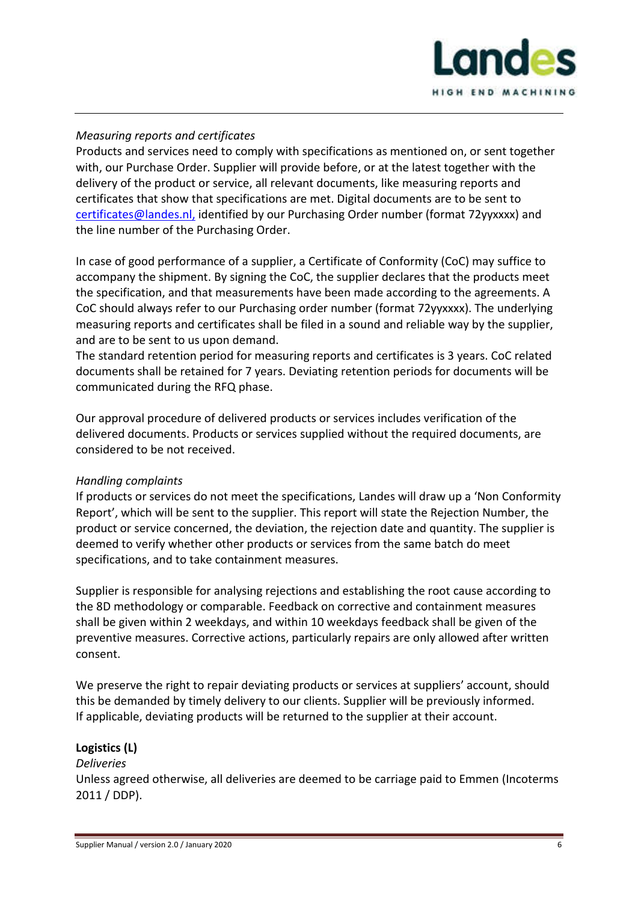*Measuring reports and certificates*
Products and services need to comply with specifications as mentioned on, or sent together with, our Purchase Order. Supplier will provide before, or at the latest together with the delivery of the product or service, all relevant documents, like measuring reports and certificates that show that specifications are met. Digital documents are to be sent to certificates@landes.nl, identified by our Purchasing Order number (format 72yyxxxx) and the line number of the Purchasing Order.

In case of good performance of a supplier, a Certificate of Conformity (CoC) may suffice to accompany the shipment. By signing the CoC, the supplier declares that the products meet the specification, and that measurements have been made according to the agreements. A CoC should always refer to our Purchasing order number (format 72yyxxxx). The underlying measuring reports and certificates shall be filed in a sound and reliable way by the supplier, and are to be sent to us upon demand.
The standard retention period for measuring reports and certificates is 3 years. CoC related documents shall be retained for 7 years. Deviating retention periods for documents will be communicated during the RFQ phase.

Our approval procedure of delivered products or services includes verification of the delivered documents. Products or services supplied without the required documents, are considered to be not received.

*Handling complaints*
If products or services do not meet the specifications, Landes will draw up a 'Non Conformity Report', which will be sent to the supplier. This report will state the Rejection Number, the product or service concerned, the deviation, the rejection date and quantity. The supplier is deemed to verify whether other products or services from the same batch do meet specifications, and to take containment measures.

Supplier is responsible for analysing rejections and establishing the root cause according to the 8D methodology or comparable. Feedback on corrective and containment measures shall be given within 2 weekdays, and within 10 weekdays feedback shall be given of the preventive measures. Corrective actions, particularly repairs are only allowed after written consent.

We preserve the right to repair deviating products or services at suppliers' account, should this be demanded by timely delivery to our clients. Supplier will be previously informed.
If applicable, deviating products will be returned to the supplier at their account.

**Logistics (L)**
*Deliveries*
Unless agreed otherwise, all deliveries are deemed to be carriage paid to Emmen (Incoterms 2011 / DDP).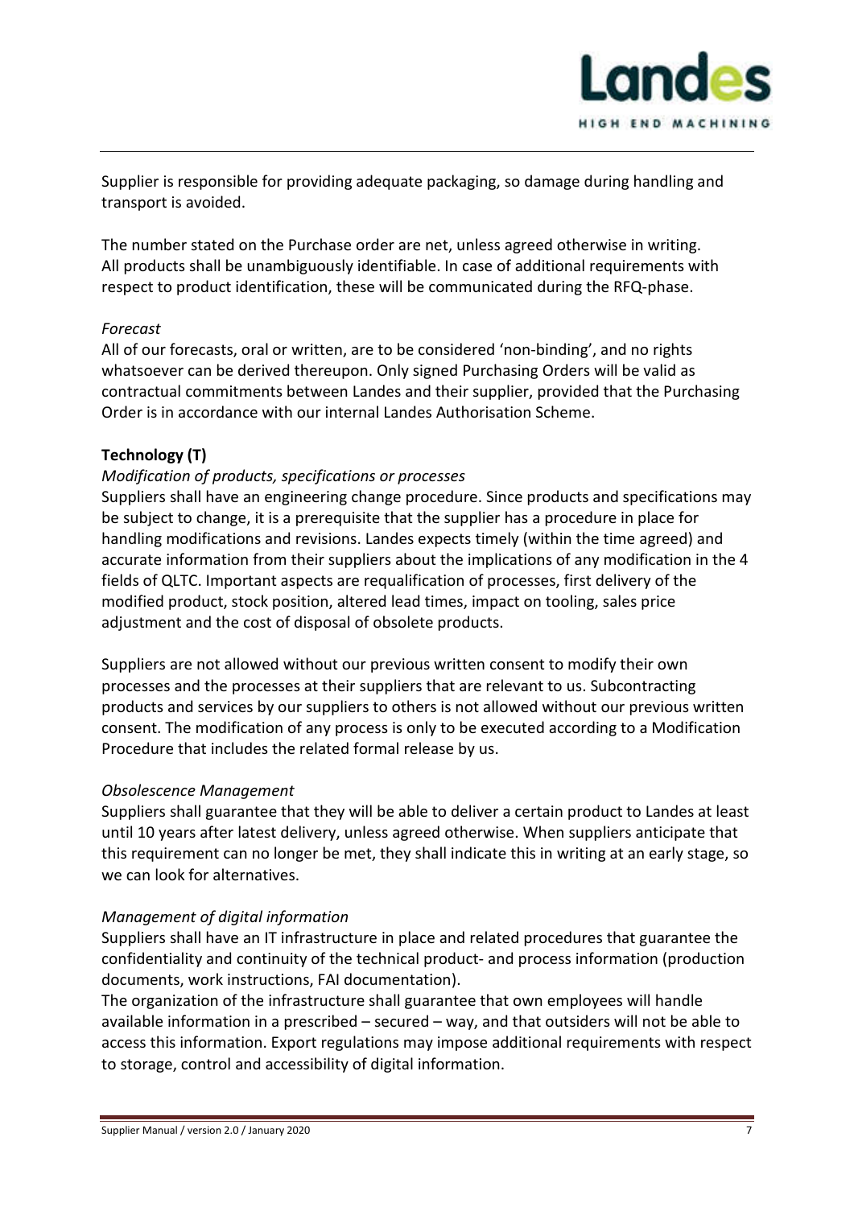Supplier is responsible for providing adequate packaging, so damage during handling and transport is avoided.

The number stated on the Purchase order are net, unless agreed otherwise in writing. All products shall be unambiguously identifiable. In case of additional requirements with respect to product identification, these will be communicated during the RFQ-phase.

*Forecast*

All of our forecasts, oral or written, are to be considered 'non-binding', and no rights whatsoever can be derived thereupon. Only signed Purchasing Orders will be valid as contractual commitments between Landes and their supplier, provided that the Purchasing Order is in accordance with our internal Landes Authorisation Scheme.

**Technology (T)**

*Modification of products, specifications or processes*

Suppliers shall have an engineering change procedure. Since products and specifications may be subject to change, it is a prerequisite that the supplier has a procedure in place for handling modifications and revisions. Landes expects timely (within the time agreed) and accurate information from their suppliers about the implications of any modification in the 4 fields of QLTC. Important aspects are requalification of processes, first delivery of the modified product, stock position, altered lead times, impact on tooling, sales price adjustment and the cost of disposal of obsolete products.

Suppliers are not allowed without our previous written consent to modify their own processes and the processes at their suppliers that are relevant to us. Subcontracting products and services by our suppliers to others is not allowed without our previous written consent. The modification of any process is only to be executed according to a Modification Procedure that includes the related formal release by us.

*Obsolescence Management*

Suppliers shall guarantee that they will be able to deliver a certain product to Landes at least until 10 years after latest delivery, unless agreed otherwise. When suppliers anticipate that this requirement can no longer be met, they shall indicate this in writing at an early stage, so we can look for alternatives.

*Management of digital information*

Suppliers shall have an IT infrastructure in place and related procedures that guarantee the confidentiality and continuity of the technical product- and process information (production documents, work instructions, FAI documentation).

The organization of the infrastructure shall guarantee that own employees will handle available information in a prescribed – secured – way, and that outsiders will not be able to access this information. Export regulations may impose additional requirements with respect to storage, control and accessibility of digital information.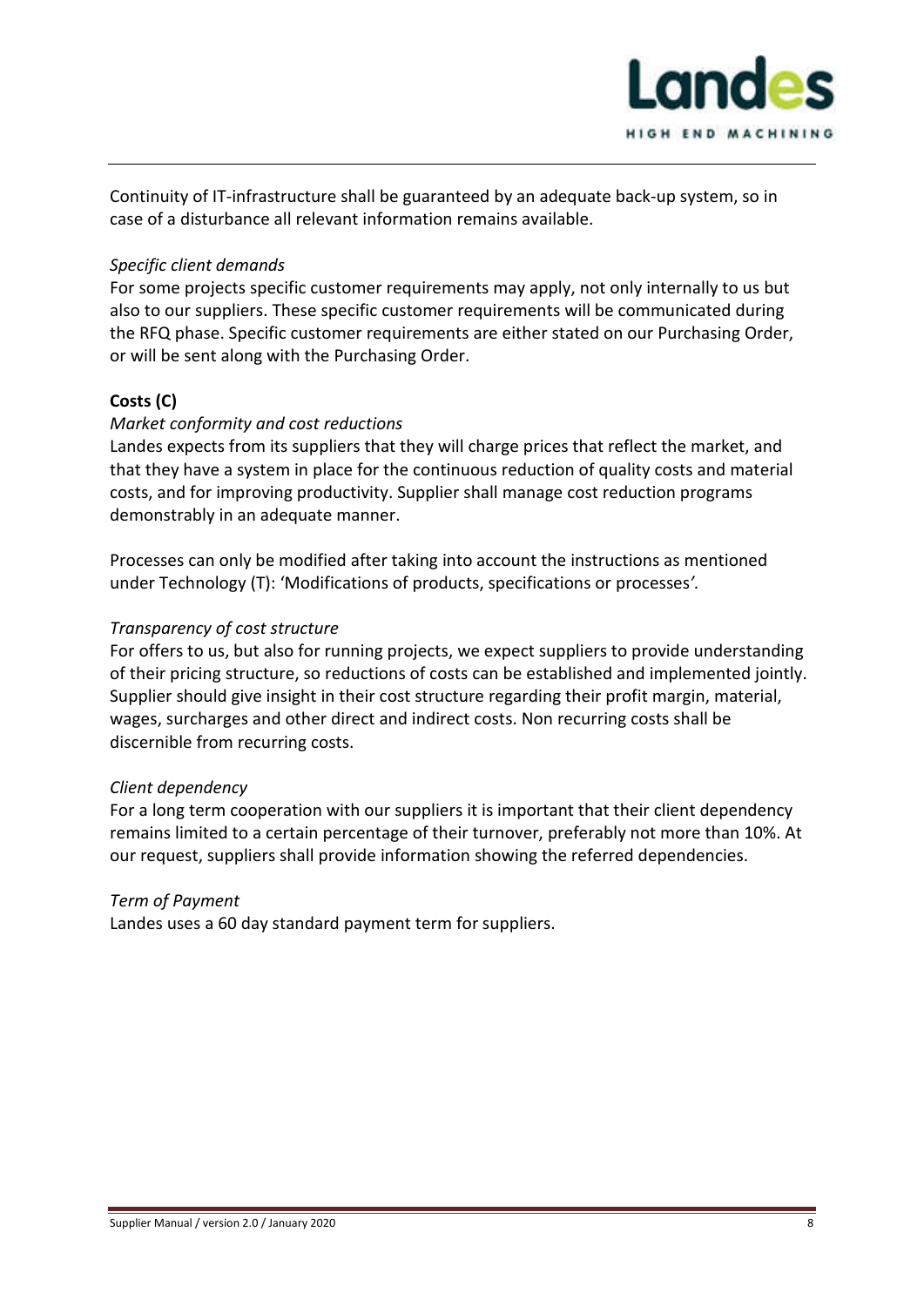Continuity of IT-infrastructure shall be guaranteed by an adequate back-up system, so in case of a disturbance all relevant information remains available.

*Specific client demands*

For some projects specific customer requirements may apply, not only internally to us but also to our suppliers. These specific customer requirements will be communicated during the RFQ phase. Specific customer requirements are either stated on our Purchasing Order, or will be sent along with the Purchasing Order.

**Costs (C)**

*Market conformity and cost reductions*

Landes expects from its suppliers that they will charge prices that reflect the market, and that they have a system in place for the continuous reduction of quality costs and material costs, and for improving productivity. Supplier shall manage cost reduction programs demonstrably in an adequate manner.

Processes can only be modified after taking into account the instructions as mentioned under Technology (T): 'Modifications of products, specifications or processes*'.*

*Transparency of cost structure*

For offers to us, but also for running projects, we expect suppliers to provide understanding of their pricing structure, so reductions of costs can be established and implemented jointly. Supplier should give insight in their cost structure regarding their profit margin, material, wages, surcharges and other direct and indirect costs. Non recurring costs shall be discernible from recurring costs.

*Client dependency*

For a long term cooperation with our suppliers it is important that their client dependency remains limited to a certain percentage of their turnover, preferably not more than 10%. At our request, suppliers shall provide information showing the referred dependencies.

*Term of Payment*

Landes uses a 60 day standard payment term for suppliers.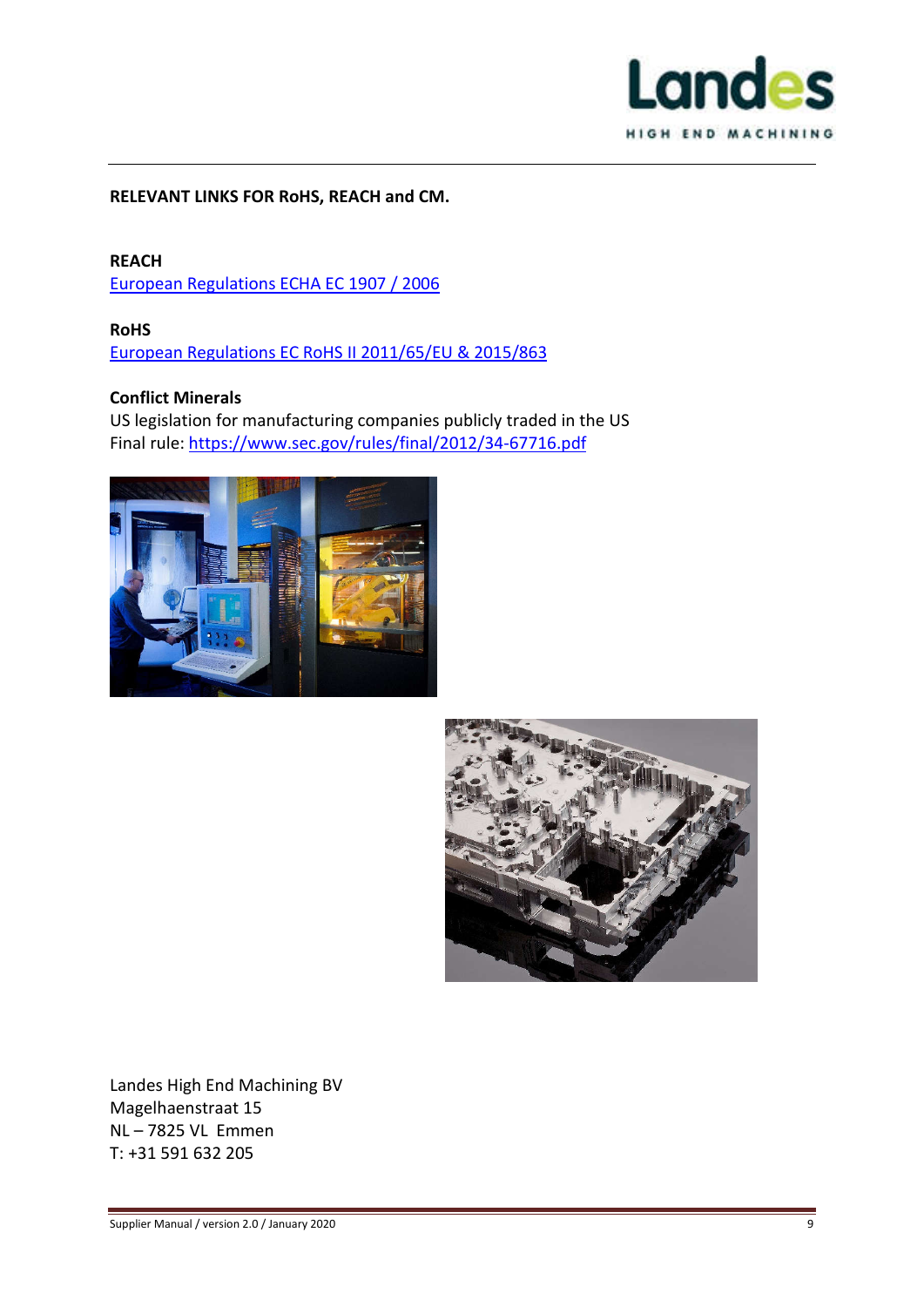**RELEVANT LINKS FOR RoHS, REACH and CM.**

**REACH**
European Regulations ECHA EC 1907 / 2006

**RoHS**
European Regulations EC RoHS II 2011/65/EU & 2015/863

**Conflict Minerals**
US legislation for manufacturing companies publicly traded in the US
Final rule: https://www.sec.gov/rules/final/2012/34-67716.pdf

Landes High End Machining BV
Magelhaenstraat 15
NL – 7825 VL Emmen
T: +31 591 632 205